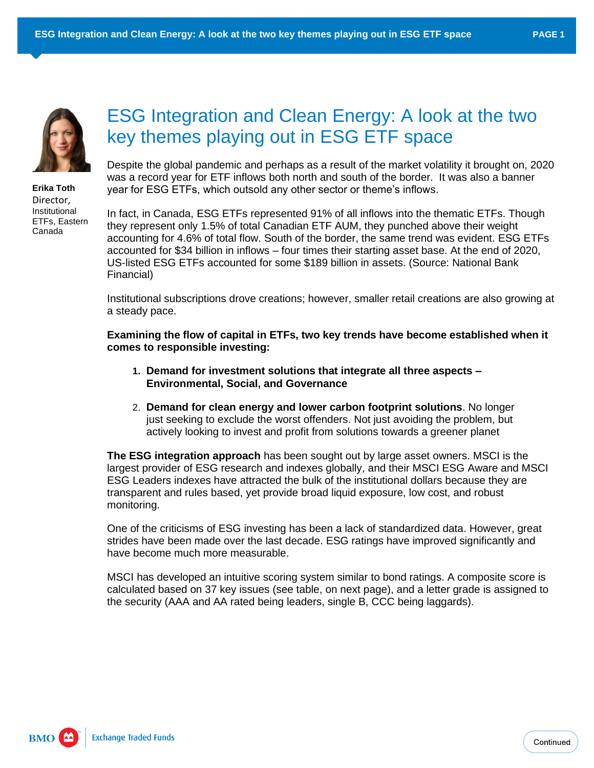# ESG Integration and Clean Energy: A look at the two key themes playing out in ESG ETF space

**Erika Toth**
Director,
Institutional ETFs, Eastern Canada

Despite the global pandemic and perhaps as a result of the market volatility it brought on, 2020 was a record year for ETF inflows both north and south of the border. It was also a banner year for ESG ETFs, which outsold any other sector or theme's inflows.

In fact, in Canada, ESG ETFs represented 91% of all inflows into the thematic ETFs. Though they represent only 1.5% of total Canadian ETF AUM, they punched above their weight accounting for 4.6% of total flow. South of the border, the same trend was evident. ESG ETFs accounted for $34 billion in inflows – four times their starting asset base. At the end of 2020, US-listed ESG ETFs accounted for some $189 billion in assets. (Source: National Bank Financial)

Institutional subscriptions drove creations; however, smaller retail creations are also growing at a steady pace.

**Examining the flow of capital in ETFs, two key trends have become established when it comes to responsible investing:**

1. **Demand for investment solutions that integrate all three aspects – Environmental, Social, and Governance**
2. **Demand for clean energy and lower carbon footprint solutions**. No longer just seeking to exclude the worst offenders. Not just avoiding the problem, but actively looking to invest and profit from solutions towards a greener planet

**The ESG integration approach** has been sought out by large asset owners. MSCI is the largest provider of ESG research and indexes globally, and their MSCI ESG Aware and MSCI ESG Leaders indexes have attracted the bulk of the institutional dollars because they are transparent and rules based, yet provide broad liquid exposure, low cost, and robust monitoring.

One of the criticisms of ESG investing has been a lack of standardized data. However, great strides have been made over the last decade. ESG ratings have improved significantly and have become much more measurable.

MSCI has developed an intuitive scoring system similar to bond ratings. A composite score is calculated based on 37 key issues (see table, on next page), and a letter grade is assigned to the security (AAA and AA rated being leaders, single B, CCC being laggards).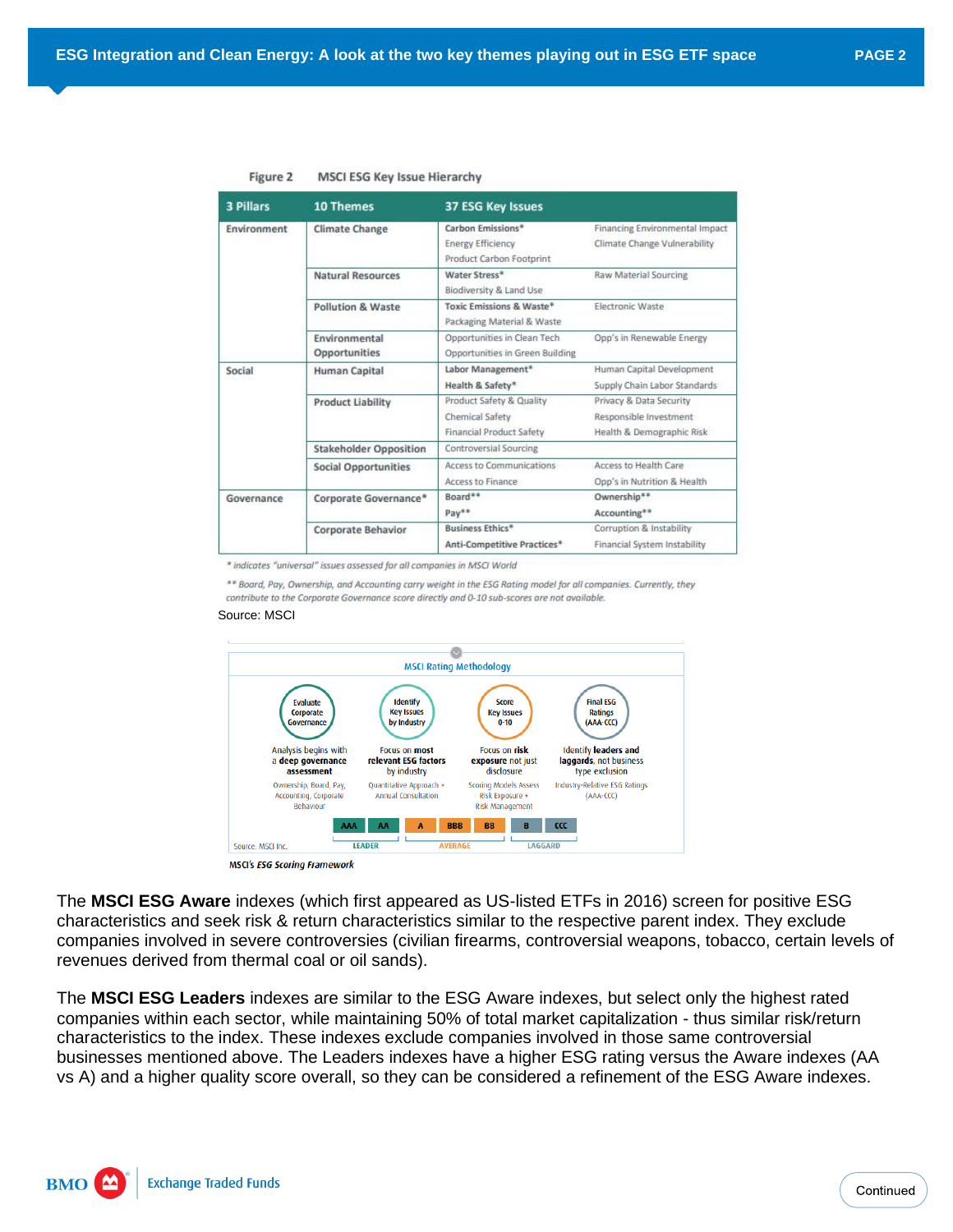Figure 2 MSCI ESG Key Issue Hierarchy

| 3 Pillars | 10 Themes | 37 ESG Key Issues | |
|---|---|---|---|
| Environment | Climate Change | Carbon Emissions* | Financing Environmental Impact |
| | | Energy Efficiency | Climate Change Vulnerability |
| | | Product Carbon Footprint | |
| | Natural Resources | Water Stress* | Raw Material Sourcing |
| | | Biodiversity & Land Use | |
| | Pollution & Waste | Toxic Emissions & Waste* | Electronic Waste |
| | | Packaging Material & Waste | |
| | Environmental Opportunities | Opportunities in Clean Tech | Opp's in Renewable Energy |
| | | Opportunities in Green Building | |
| Social | Human Capital | Labor Management* | Human Capital Development |
| | | Health & Safety* | Supply Chain Labor Standards |
| | Product Liability | Product Safety & Quality | Privacy & Data Security |
| | | Chemical Safety | Responsible Investment |
| | | Financial Product Safety | Health & Demographic Risk |
| | Stakeholder Opposition | Controversial Sourcing | |
| | Social Opportunities | Access to Communications | Access to Health Care |
| | | Access to Finance | Opp's in Nutrition & Health |
| Governance | Corporate Governance* | Board** | Ownership** |
| | | Pay** | Accounting** |
| | Corporate Behavior | Business Ethics* | Corruption & Instability |
| | | Anti-Competitive Practices* | Financial System Instability |

*\* indicates "universal" issues assessed for all companies in MSCI World*

*\*\* Board, Pay, Ownership, and Accounting carry weight in the ESG Rating model for all companies. Currently, they contribute to the Corporate Governance score directly and 0-10 sub-scores are not available.*

Source: MSCI

MSCI Rating Methodology

| Evaluate Corporate Governance | Identify Key Issues by Industry | Score Key Issues 0-10 | Final ESG Ratings (AAA-CCC) |
|---|---|---|---|
| Analysis begins with a **deep governance assessment** | Focus on **most relevant ESG factors** by industry | Focus on **risk exposure** not just disclosure | Identify **leaders and laggards**, not business type exclusion |
| Ownership, Board, Pay, Accounting, Corporate Behaviour | Quantitative Approach + Annual Consultation | Scoring Models Assess Risk Exposure + Risk Management | Industry-Relative ESG Ratings (AAA-CCC) |

AAA, AA — LEADER; A, BBB, BB — AVERAGE; B, CCC — LAGGARD

Source: MSCI Inc.

*MSCI's ESG Scoring Framework*

The **MSCI ESG Aware** indexes (which first appeared as US-listed ETFs in 2016) screen for positive ESG characteristics and seek risk & return characteristics similar to the respective parent index. They exclude companies involved in severe controversies (civilian firearms, controversial weapons, tobacco, certain levels of revenues derived from thermal coal or oil sands).

The **MSCI ESG Leaders** indexes are similar to the ESG Aware indexes, but select only the highest rated companies within each sector, while maintaining 50% of total market capitalization - thus similar risk/return characteristics to the index. These indexes exclude companies involved in those same controversial businesses mentioned above. The Leaders indexes have a higher ESG rating versus the Aware indexes (AA vs A) and a higher quality score overall, so they can be considered a refinement of the ESG Aware indexes.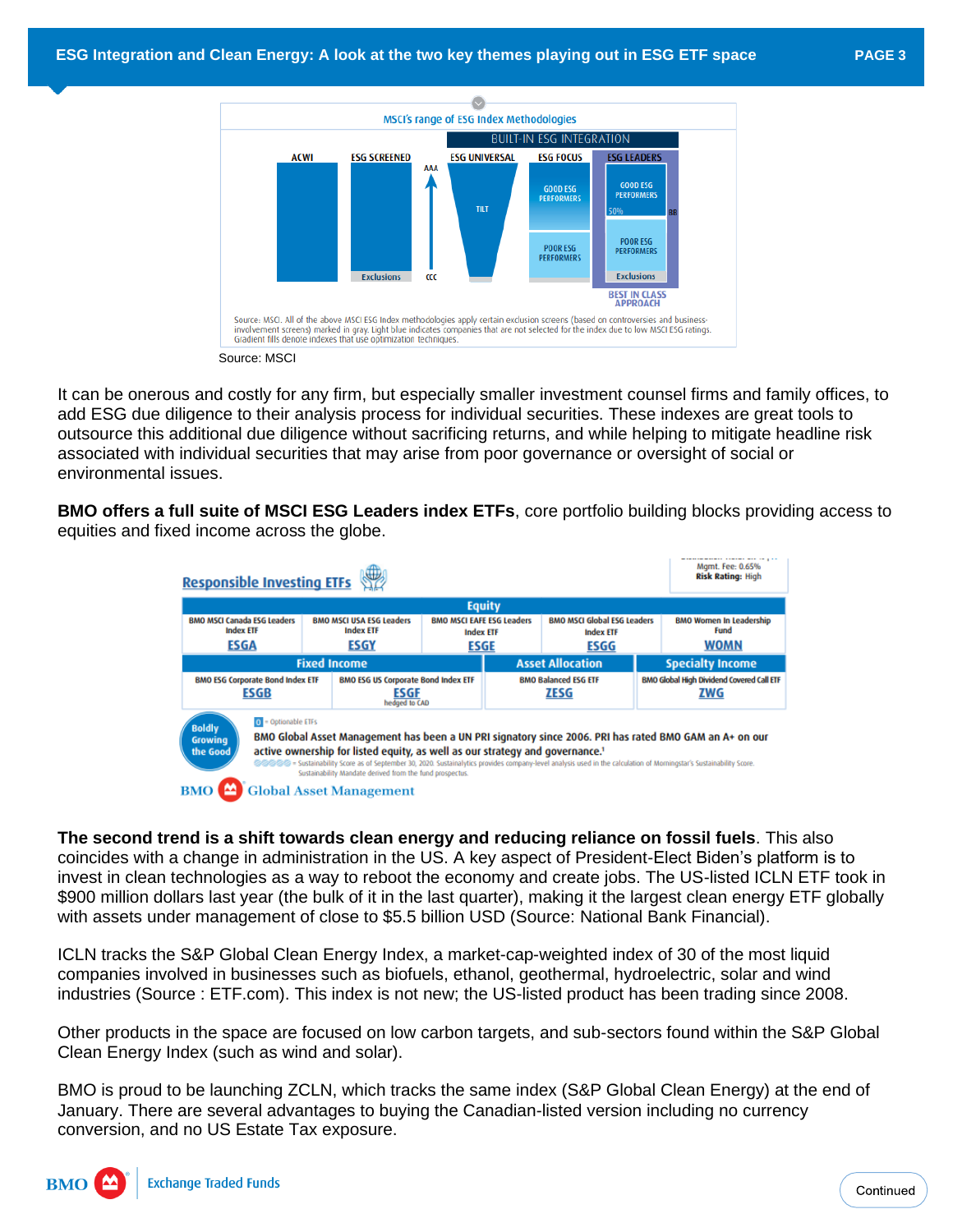**MSCI's range of ESG Index Methodologies**

| ACWI | ESG SCREENED | ESG UNIVERSAL | ESG FOCUS | ESG LEADERS |
|---|---|---|---|---|
| | | BUILT-IN ESG INTEGRATION | | |
| | Exclusions | TILT (AAA – CCC) | GOOD ESG PERFORMERS / POOR ESG PERFORMERS | GOOD ESG PERFORMERS (50%, BB) / POOR ESG PERFORMERS / Exclusions — BEST IN CLASS APPROACH |

Source: MSCI. All of the above MSCI ESG Index methodologies apply certain exclusion screens (based on controversies and business-involvement screens) marked in gray. Light blue indicates companies that are not selected for the index due to low MSCI ESG ratings. Gradient fills denote indexes that use optimization techniques.

Source: MSCI

It can be onerous and costly for any firm, but especially smaller investment counsel firms and family offices, to add ESG due diligence to their analysis process for individual securities. These indexes are great tools to outsource this additional due diligence without sacrificing returns, and while helping to mitigate headline risk associated with individual securities that may arise from poor governance or oversight of social or environmental issues.

**BMO offers a full suite of MSCI ESG Leaders index ETFs**, core portfolio building blocks providing access to equities and fixed income across the globe.

**Responsible Investing ETFs**

Mgmt. Fee: 0.65%
**Risk Rating:** High

| Equity | | | | |
|---|---|---|---|---|
| BMO MSCI Canada ESG Leaders Index ETF **ESGA** | BMO MSCI USA ESG Leaders Index ETF **ESGY** | BMO MSCI EAFE ESG Leaders Index ETF **ESGE** | BMO MSCI Global ESG Leaders Index ETF **ESGG** | BMO Women In Leadership Fund **WOMN** |

| Fixed Income | | Asset Allocation | Specialty Income |
|---|---|---|---|
| BMO ESG Corporate Bond Index ETF **ESGB** | BMO ESG US Corporate Bond Index ETF **ESGF** hedged to CAD | BMO Balanced ESG ETF **ZESG** | BMO Global High Dividend Covered Call ETF **ZWG** |

Boldly Growing the Good

O = Optionable ETFs

BMO Global Asset Management has been a UN PRI signatory since 2006. PRI has rated BMO GAM an A+ on our active ownership for listed equity, as well as our strategy and governance.[1]

= Sustainability Score as of September 30, 2020. Sustainalytics provides company-level analysis used in the calculation of Morningstar's Sustainability Score. Sustainability Mandate derived from the fund prospectus.

BMO Global Asset Management

**The second trend is a shift towards clean energy and reducing reliance on fossil fuels**. This also coincides with a change in administration in the US. A key aspect of President-Elect Biden's platform is to invest in clean technologies as a way to reboot the economy and create jobs. The US-listed ICLN ETF took in $900 million dollars last year (the bulk of it in the last quarter), making it the largest clean energy ETF globally with assets under management of close to $5.5 billion USD (Source: National Bank Financial).

ICLN tracks the S&P Global Clean Energy Index, a market-cap-weighted index of 30 of the most liquid companies involved in businesses such as biofuels, ethanol, geothermal, hydroelectric, solar and wind industries (Source : ETF.com). This index is not new; the US-listed product has been trading since 2008.

Other products in the space are focused on low carbon targets, and sub-sectors found within the S&P Global Clean Energy Index (such as wind and solar).

BMO is proud to be launching ZCLN, which tracks the same index (S&P Global Clean Energy) at the end of January. There are several advantages to buying the Canadian-listed version including no currency conversion, and no US Estate Tax exposure.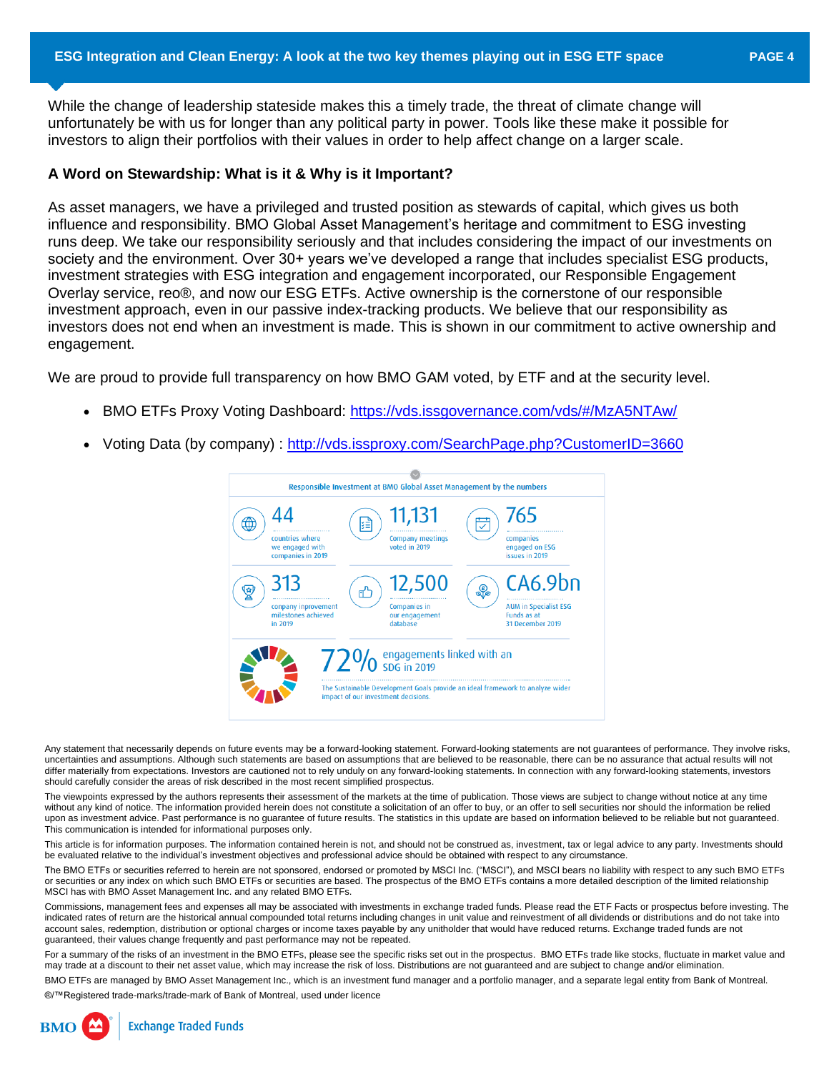While the change of leadership stateside makes this a timely trade, the threat of climate change will unfortunately be with us for longer than any political party in power. Tools like these make it possible for investors to align their portfolios with their values in order to help affect change on a larger scale.

### A Word on Stewardship: What is it & Why is it Important?

As asset managers, we have a privileged and trusted position as stewards of capital, which gives us both influence and responsibility. BMO Global Asset Management's heritage and commitment to ESG investing runs deep. We take our responsibility seriously and that includes considering the impact of our investments on society and the environment. Over 30+ years we've developed a range that includes specialist ESG products, investment strategies with ESG integration and engagement incorporated, our Responsible Engagement Overlay service, reo®, and now our ESG ETFs. Active ownership is the cornerstone of our responsible investment approach, even in our passive index-tracking products. We believe that our responsibility as investors does not end when an investment is made. This is shown in our commitment to active ownership and engagement.

We are proud to provide full transparency on how BMO GAM voted, by ETF and at the security level.

- BMO ETFs Proxy Voting Dashboard: https://vds.issgovernance.com/vds/#/MzA5NTAw/
- Voting Data (by company) : http://vds.issproxy.com/SearchPage.php?CustomerID=3660

**Responsible Investment at BMO Global Asset Management by the numbers**

44
countries where we engaged with companies in 2019

11,131
Company meetings voted in 2019

765
companies engaged on ESG issues in 2019

313
company improvement milestones achieved in 2019

12,500
Companies in our engagement database

CA6.9bn
AUM in Specialist ESG Funds as at 31 December 2019

72%
engagements linked with an SDG in 2019

The Sustainable Development Goals provide an ideal framework to analyze wider impact of our investment decisions

Any statement that necessarily depends on future events may be a forward-looking statement. Forward-looking statements are not guarantees of performance. They involve risks, uncertainties and assumptions. Although such statements are based on assumptions that are believed to be reasonable, there can be no assurance that actual results will not differ materially from expectations. Investors are cautioned not to rely unduly on any forward-looking statements. In connection with any forward-looking statements, investors should carefully consider the areas of risk described in the most recent simplified prospectus.

The viewpoints expressed by the authors represents their assessment of the markets at the time of publication. Those views are subject to change without notice at any time without any kind of notice. The information provided herein does not constitute a solicitation of an offer to buy, or an offer to sell securities nor should the information be relied upon as investment advice. Past performance is no guarantee of future results. The statistics in this update are based on information believed to be reliable but not guaranteed. This communication is intended for informational purposes only.

This article is for information purposes. The information contained herein is not, and should not be construed as, investment, tax or legal advice to any party. Investments should be evaluated relative to the individual's investment objectives and professional advice should be obtained with respect to any circumstance.

The BMO ETFs or securities referred to herein are not sponsored, endorsed or promoted by MSCI Inc. ("MSCI"), and MSCI bears no liability with respect to any such BMO ETFs or securities or any index on which such BMO ETFs or securities are based. The prospectus of the BMO ETFs contains a more detailed description of the limited relationship MSCI has with BMO Asset Management Inc. and any related BMO ETFs.

Commissions, management fees and expenses all may be associated with investments in exchange traded funds. Please read the ETF Facts or prospectus before investing. The indicated rates of return are the historical annual compounded total returns including changes in unit value and reinvestment of all dividends or distributions and do not take into account sales, redemption, distribution or optional charges or income taxes payable by any unitholder that would have reduced returns. Exchange traded funds are not guaranteed, their values change frequently and past performance may not be repeated.

For a summary of the risks of an investment in the BMO ETFs, please see the specific risks set out in the prospectus. BMO ETFs trade like stocks, fluctuate in market value and may trade at a discount to their net asset value, which may increase the risk of loss. Distributions are not guaranteed and are subject to change and/or elimination.

BMO ETFs are managed by BMO Asset Management Inc., which is an investment fund manager and a portfolio manager, and a separate legal entity from Bank of Montreal.

®/™Registered trade-marks/trade-mark of Bank of Montreal, used under licence